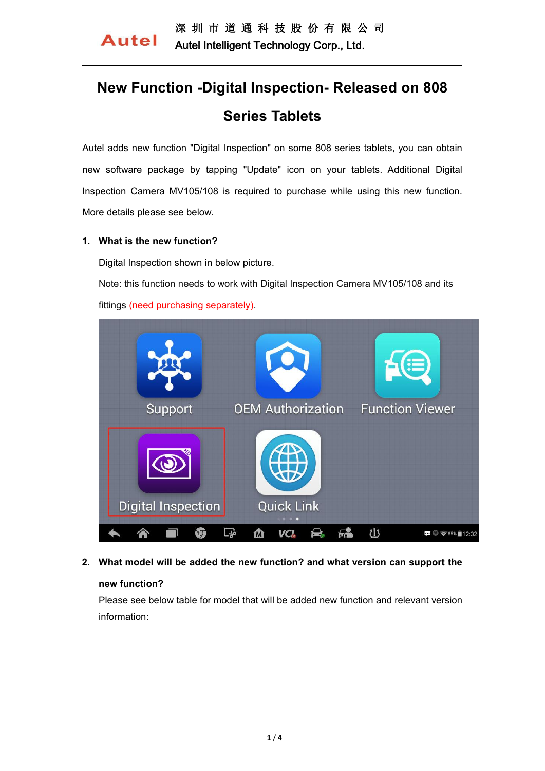# New Function -Digital Inspection- Released on 808 Series Tablets

Autel adds new function "Digital Inspection" on some 808 series tablets, you can obtain new software package by tapping "Update" icon on your tablets. Additional Digital Inspection Camera MV105/108 is required to purchase while using this new function. More details please see below.

**1. What is the new function?**

Digital Inspection shown in below picture.

Note: this function needs to work with Digital Inspection Camera MV105/108 and its fittings (need purchasing separately).

**2. What model will be added the new function? and what version can support the new function?**

Please see below table for model that will be added new function and relevant version information: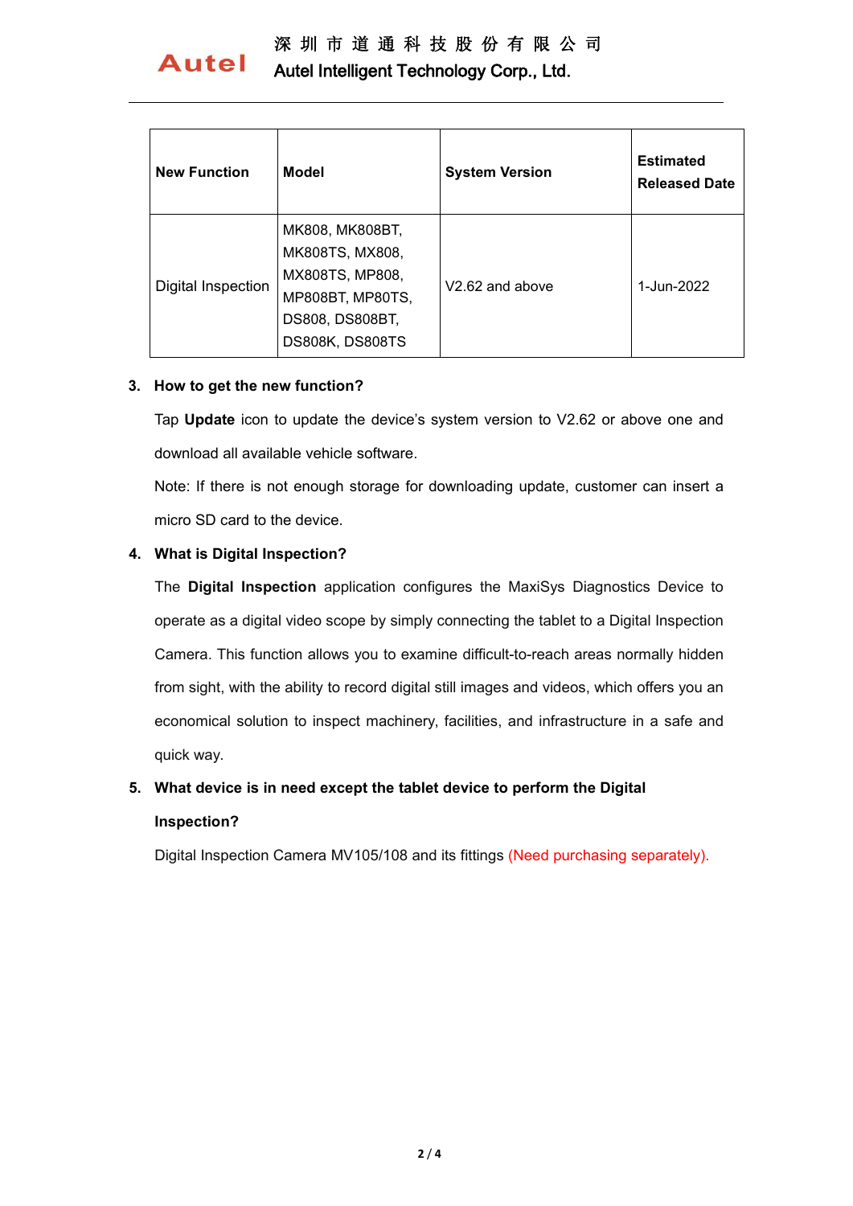| New Function | Model | System Version | Estimated Released Date |
|---|---|---|---|
| Digital Inspection | MK808, MK808BT, MK808TS, MX808, MX808TS, MP808, MP808BT, MP80TS, DS808, DS808BT, DS808K, DS808TS | V2.62 and above | 1-Jun-2022 |

3. **How to get the new function?**

   Tap **Update** icon to update the device's system version to V2.62 or above one and download all available vehicle software.

   Note: If there is not enough storage for downloading update, customer can insert a micro SD card to the device.

4. **What is Digital Inspection?**

   The **Digital Inspection** application configures the MaxiSys Diagnostics Device to operate as a digital video scope by simply connecting the tablet to a Digital Inspection Camera. This function allows you to examine difficult-to-reach areas normally hidden from sight, with the ability to record digital still images and videos, which offers you an economical solution to inspect machinery, facilities, and infrastructure in a safe and quick way.

5. **What device is in need except the tablet device to perform the Digital Inspection?**

   Digital Inspection Camera MV105/108 and its fittings (Need purchasing separately).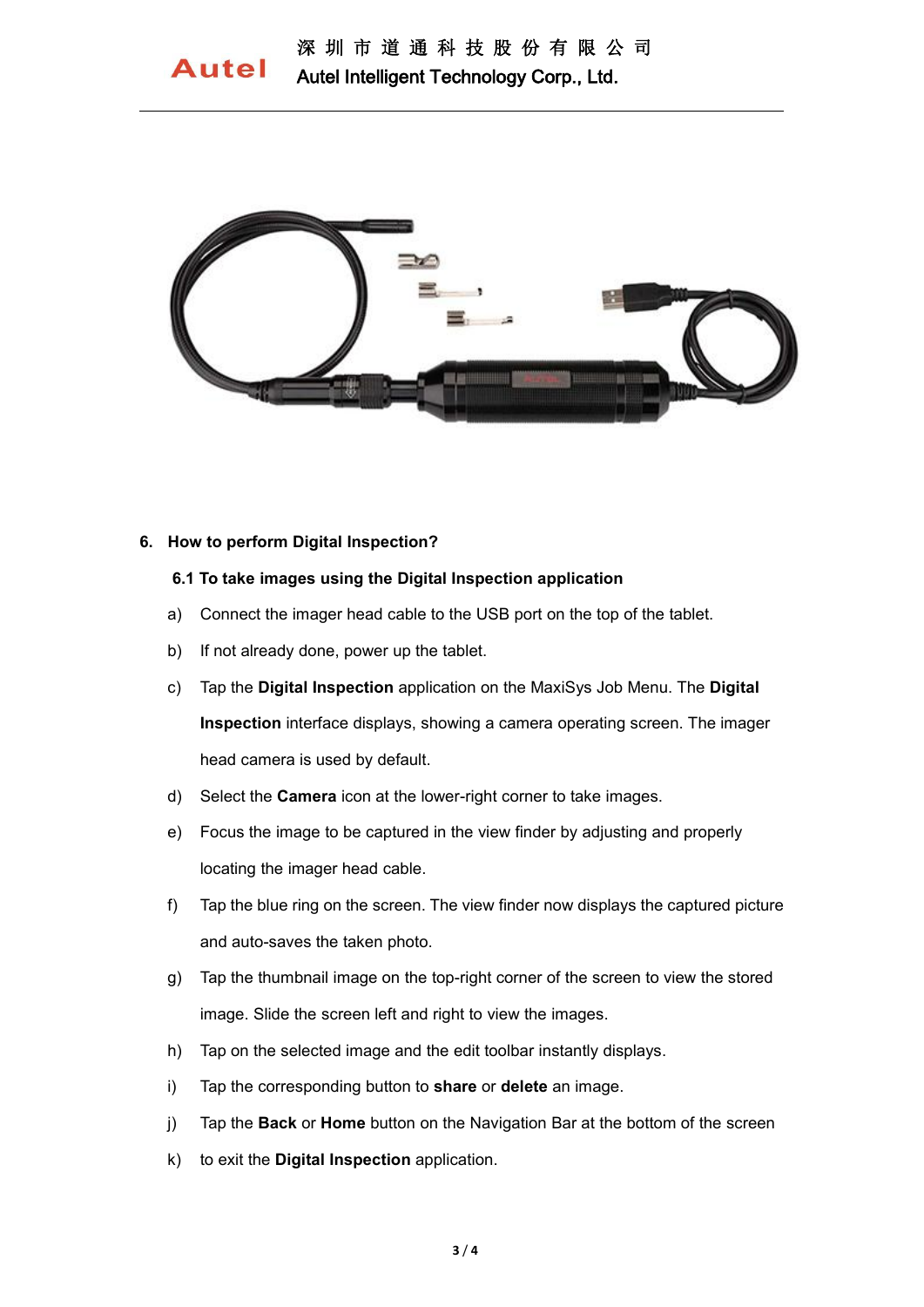## 6. How to perform Digital Inspection?

### 6.1 To take images using the Digital Inspection application

a) Connect the imager head cable to the USB port on the top of the tablet.

b) If not already done, power up the tablet.

c) Tap the **Digital Inspection** application on the MaxiSys Job Menu. The **Digital Inspection** interface displays, showing a camera operating screen. The imager head camera is used by default.

d) Select the **Camera** icon at the lower-right corner to take images.

e) Focus the image to be captured in the view finder by adjusting and properly locating the imager head cable.

f) Tap the blue ring on the screen. The view finder now displays the captured picture and auto-saves the taken photo.

g) Tap the thumbnail image on the top-right corner of the screen to view the stored image. Slide the screen left and right to view the images.

h) Tap on the selected image and the edit toolbar instantly displays.

i) Tap the corresponding button to **share** or **delete** an image.

j) Tap the **Back** or **Home** button on the Navigation Bar at the bottom of the screen

k) to exit the **Digital Inspection** application.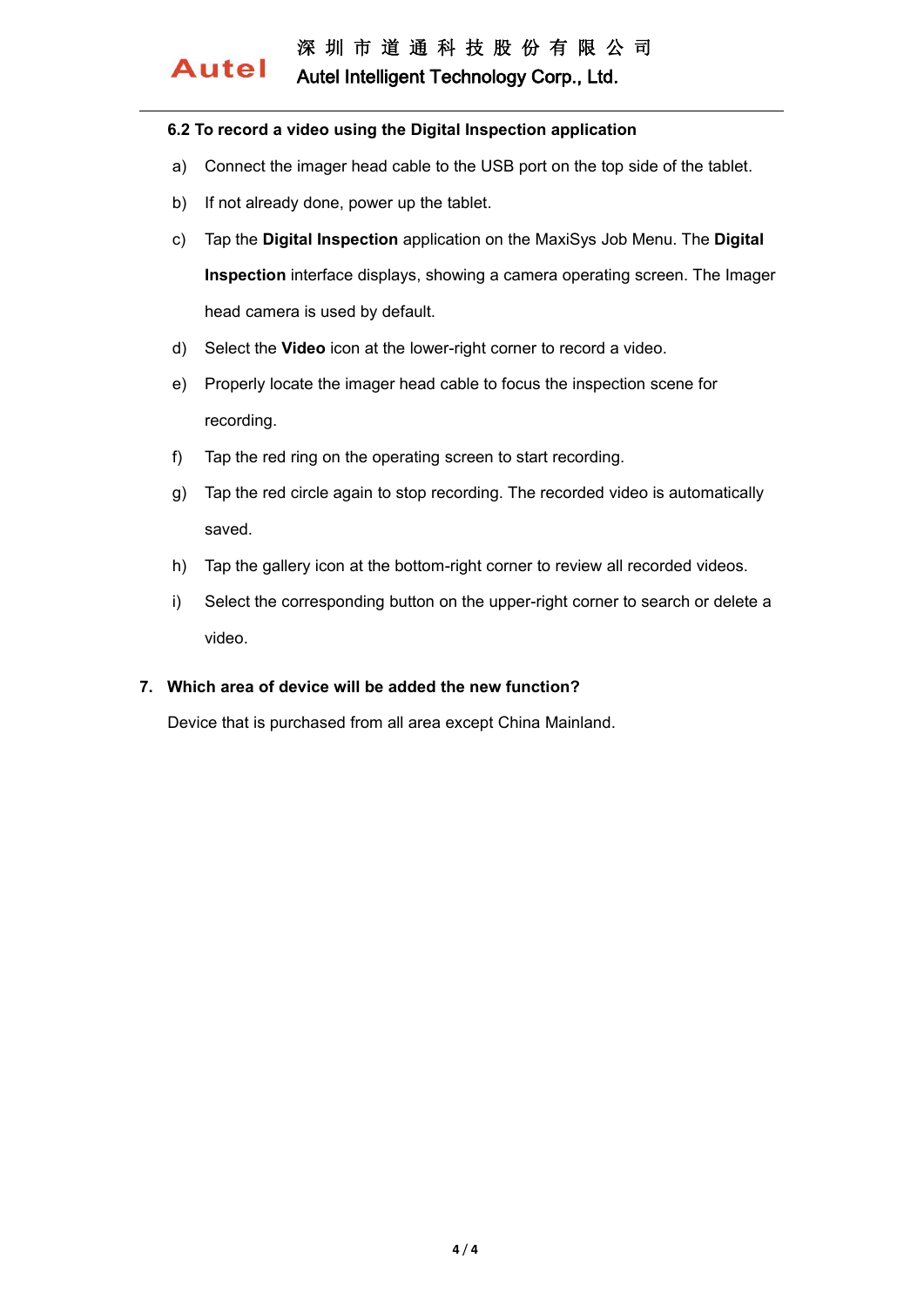### 6.2 To record a video using the Digital Inspection application

a) Connect the imager head cable to the USB port on the top side of the tablet.

b) If not already done, power up the tablet.

c) Tap the **Digital Inspection** application on the MaxiSys Job Menu. The **Digital Inspection** interface displays, showing a camera operating screen. The Imager head camera is used by default.

d) Select the **Video** icon at the lower-right corner to record a video.

e) Properly locate the imager head cable to focus the inspection scene for recording.

f) Tap the red ring on the operating screen to start recording.

g) Tap the red circle again to stop recording. The recorded video is automatically saved.

h) Tap the gallery icon at the bottom-right corner to review all recorded videos.

i) Select the corresponding button on the upper-right corner to search or delete a video.

## 7. Which area of device will be added the new function?

Device that is purchased from all area except China Mainland.